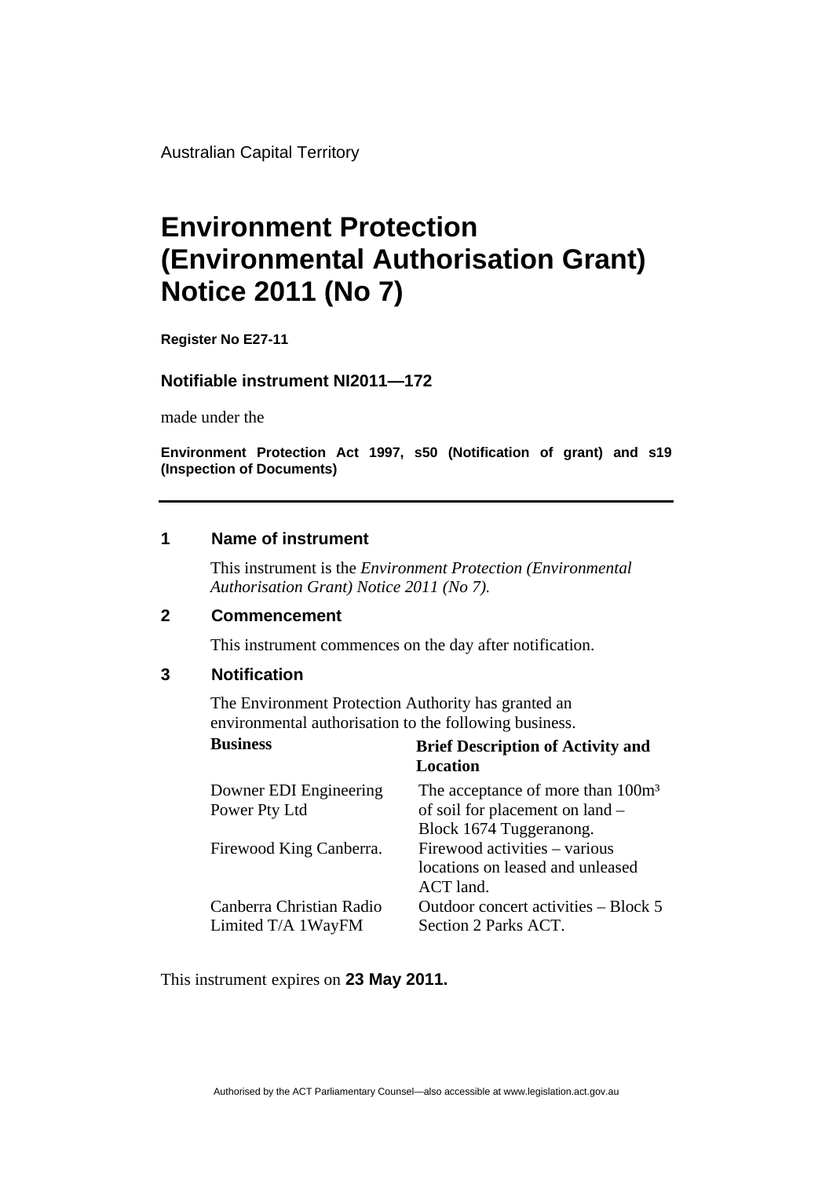Australian Capital Territory

# Environment Protection (Environmental Authorisation Grant) Notice 2011 (No 7)

**Register No E27-11**

**Notifiable instrument NI2011—172**

made under the

**Environment Protection Act 1997, s50 (Notification of grant) and s19 (Inspection of Documents)**

## 1 Name of instrument

This instrument is the *Environment Protection (Environmental Authorisation Grant) Notice 2011 (No 7).*

## 2 Commencement

This instrument commences on the day after notification.

## 3 Notification

The Environment Protection Authority has granted an environmental authorisation to the following business.

| Business | Brief Description of Activity and Location |
| --- | --- |
| Downer EDI Engineering Power Pty Ltd | The acceptance of more than $100m^3$ of soil for placement on land – Block 1674 Tuggeranong. |
| Firewood King Canberra. | Firewood activities – various locations on leased and unleased ACT land. |
| Canberra Christian Radio Limited T/A 1WayFM | Outdoor concert activities – Block 5 Section 2 Parks ACT. |

This instrument expires on **23 May 2011.**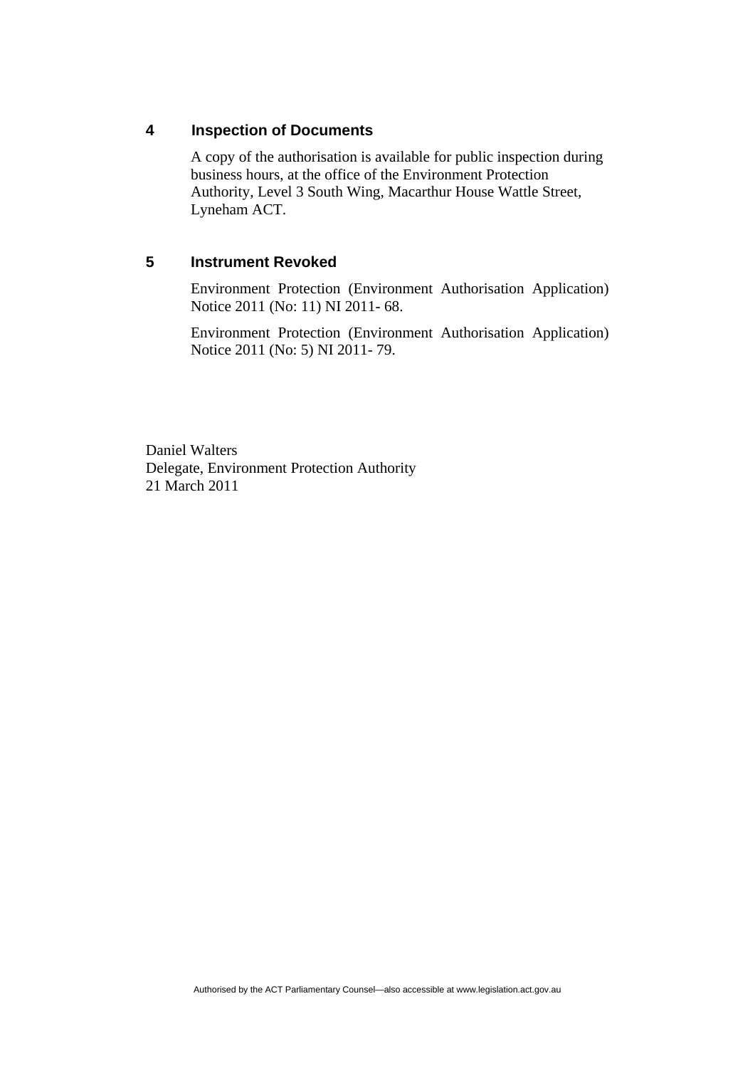## 4 Inspection of Documents

A copy of the authorisation is available for public inspection during business hours, at the office of the Environment Protection Authority, Level 3 South Wing, Macarthur House Wattle Street, Lyneham ACT.

## 5 Instrument Revoked

Environment Protection (Environment Authorisation Application) Notice 2011 (No: 11) NI 2011- 68.

Environment Protection (Environment Authorisation Application) Notice 2011 (No: 5) NI 2011- 79.

Daniel Walters
Delegate, Environment Protection Authority
21 March 2011